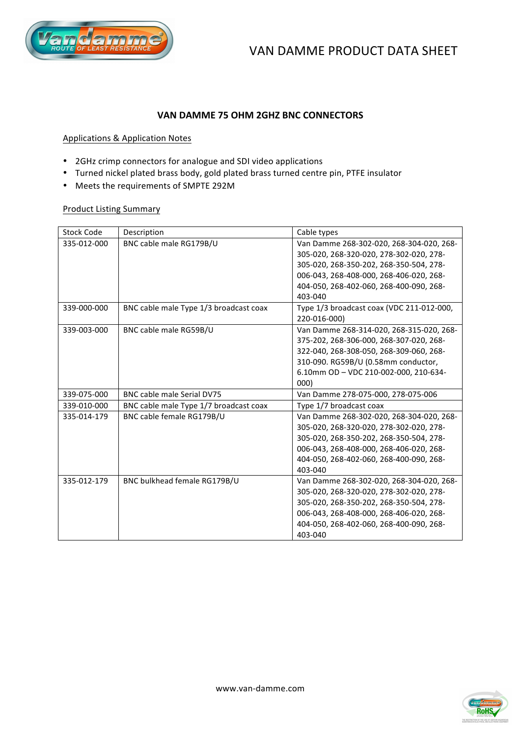# VAN DAMME PRODUCT DATA SHEET

## VAN DAMME 75 OHM 2GHZ BNC CONNECTORS

### Applications & Application Notes

- 2GHz crimp connectors for analogue and SDI video applications
- Turned nickel plated brass body, gold plated brass turned centre pin, PTFE insulator
- Meets the requirements of SMPTE 292M

### Product Listing Summary

| Stock Code | Description | Cable types |
|---|---|---|
| 335-012-000 | BNC cable male RG179B/U | Van Damme 268-302-020, 268-304-020, 268-305-020, 268-320-020, 278-302-020, 278-305-020, 268-350-202, 268-350-504, 278-006-043, 268-408-000, 268-406-020, 268-404-050, 268-402-060, 268-400-090, 268-403-040 |
| 339-000-000 | BNC cable male Type 1/3 broadcast coax | Type 1/3 broadcast coax (VDC 211-012-000, 220-016-000) |
| 339-003-000 | BNC cable male RG59B/U | Van Damme 268-314-020, 268-315-020, 268-375-202, 268-306-000, 268-307-020, 268-322-040, 268-308-050, 268-309-060, 268-310-090. RG59B/U (0.58mm conductor, 6.10mm OD – VDC 210-002-000, 210-634-000) |
| 339-075-000 | BNC cable male Serial DV75 | Van Damme 278-075-000, 278-075-006 |
| 339-010-000 | BNC cable male Type 1/7 broadcast coax | Type 1/7 broadcast coax |
| 335-014-179 | BNC cable female RG179B/U | Van Damme 268-302-020, 268-304-020, 268-305-020, 268-320-020, 278-302-020, 278-305-020, 268-350-202, 268-350-504, 278-006-043, 268-408-000, 268-406-020, 268-404-050, 268-402-060, 268-400-090, 268-403-040 |
| 335-012-179 | BNC bulkhead female RG179B/U | Van Damme 268-302-020, 268-304-020, 268-305-020, 268-320-020, 278-302-020, 278-305-020, 268-350-202, 268-350-504, 278-006-043, 268-408-000, 268-406-020, 268-404-050, 268-402-060, 268-400-090, 268-403-040 |

www.van-damme.com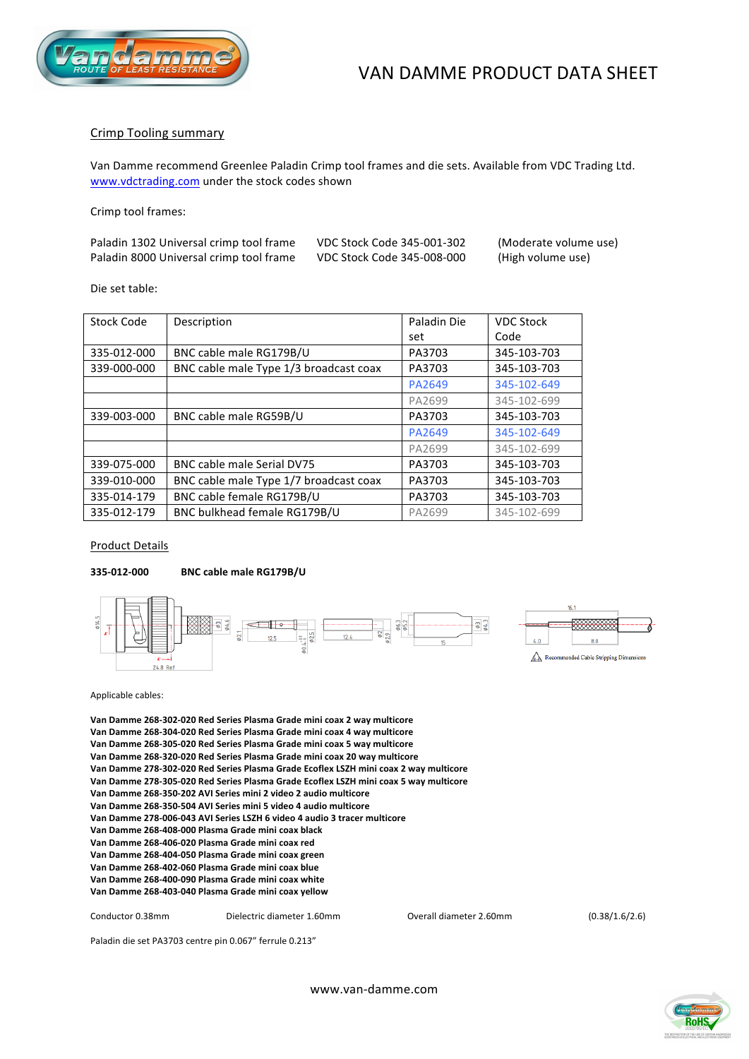# VAN DAMME PRODUCT DATA SHEET

## Crimp Tooling summary

Van Damme recommend Greenlee Paladin Crimp tool frames and die sets. Available from VDC Trading Ltd. www.vdctrading.com under the stock codes shown

Crimp tool frames:

| | | |
|---|---|---|
| Paladin 1302 Universal crimp tool frame | VDC Stock Code 345-001-302 | (Moderate volume use) |
| Paladin 8000 Universal crimp tool frame | VDC Stock Code 345-008-000 | (High volume use) |

Die set table:

| Stock Code | Description | Paladin Die set | VDC Stock Code |
|---|---|---|---|
| 335-012-000 | BNC cable male RG179B/U | PA3703 | 345-103-703 |
| 339-000-000 | BNC cable male Type 1/3 broadcast coax | PA3703 | 345-103-703 |
| | | PA2649 | 345-102-649 |
| | | PA2699 | 345-102-699 |
| 339-003-000 | BNC cable male RG59B/U | PA3703 | 345-103-703 |
| | | PA2649 | 345-102-649 |
| | | PA2699 | 345-102-699 |
| 339-075-000 | BNC cable male Serial DV75 | PA3703 | 345-103-703 |
| 339-010-000 | BNC cable male Type 1/7 broadcast coax | PA3703 | 345-103-703 |
| 335-014-179 | BNC cable female RG179B/U | PA3703 | 345-103-703 |
| 335-012-179 | BNC bulkhead female RG179B/U | PA2699 | 345-102-699 |

## Product Details

**335-012-000 BNC cable male RG179B/U**

Recommended Cable Stripping Dimensions

Applicable cables:

**Van Damme 268-302-020 Red Series Plasma Grade mini coax 2 way multicore**
**Van Damme 268-304-020 Red Series Plasma Grade mini coax 4 way multicore**
**Van Damme 268-305-020 Red Series Plasma Grade mini coax 5 way multicore**
**Van Damme 268-320-020 Red Series Plasma Grade mini coax 20 way multicore**
**Van Damme 278-302-020 Red Series Plasma Grade Ecoflex LSZH mini coax 2 way multicore**
**Van Damme 278-305-020 Red Series Plasma Grade Ecoflex LSZH mini coax 5 way multicore**
**Van Damme 268-350-202 AVI Series mini 2 video 2 audio multicore**
**Van Damme 268-350-504 AVI Series mini 5 video 4 audio multicore**
**Van Damme 278-006-043 AVI Series LSZH 6 video 4 audio 3 tracer multicore**
**Van Damme 268-408-000 Plasma Grade mini coax black**
**Van Damme 268-406-020 Plasma Grade mini coax red**
**Van Damme 268-404-050 Plasma Grade mini coax green**
**Van Damme 268-402-060 Plasma Grade mini coax blue**
**Van Damme 268-400-090 Plasma Grade mini coax white**
**Van Damme 268-403-040 Plasma Grade mini coax yellow**

Conductor 0.38mm    Dielectric diameter 1.60mm    Overall diameter 2.60mm    (0.38/1.6/2.6)

Paladin die set PA3703 centre pin 0.067" ferrule 0.213"

www.van-damme.com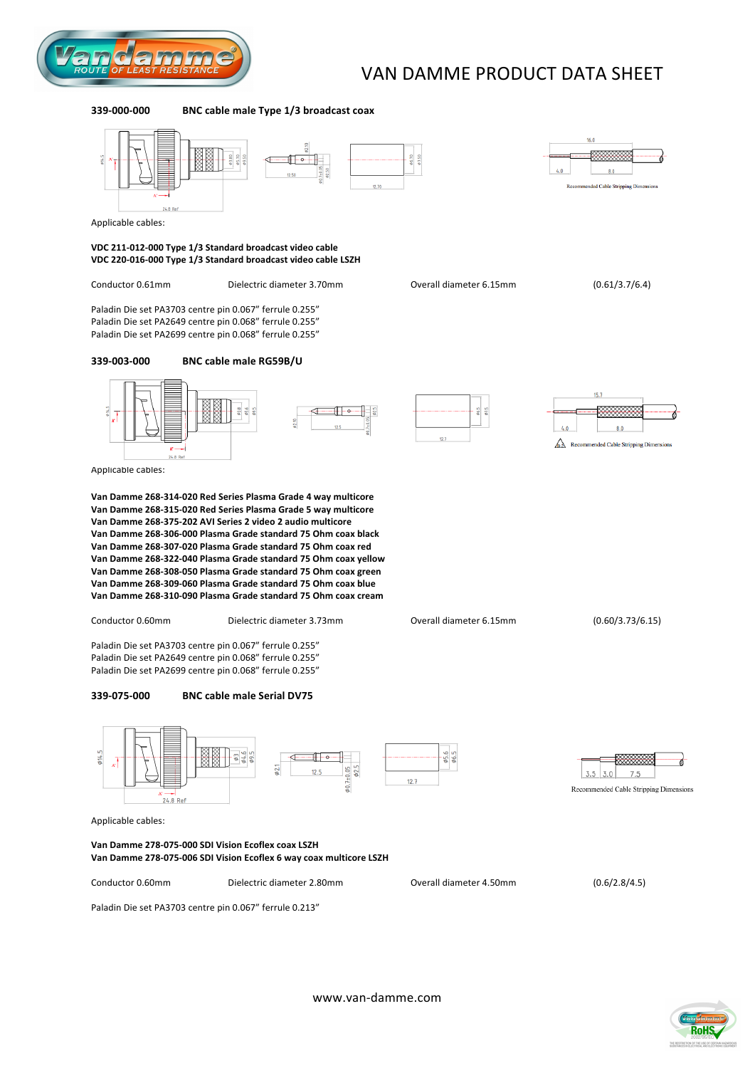# VAN DAMME PRODUCT DATA SHEET

**339-000-000 BNC cable male Type 1/3 broadcast coax**

Recommended Cable Stripping Dimensions

Applicable cables:

**VDC 211-012-000 Type 1/3 Standard broadcast video cable**
**VDC 220-016-000 Type 1/3 Standard broadcast video cable LSZH**

Conductor 0.61mm    Dielectric diameter 3.70mm    Overall diameter 6.15mm    (0.61/3.7/6.4)

Paladin Die set PA3703 centre pin 0.067" ferrule 0.255"
Paladin Die set PA2649 centre pin 0.068" ferrule 0.255"
Paladin Die set PA2699 centre pin 0.068" ferrule 0.255"

**339-003-000 BNC cable male RG59B/U**

Recommended Cable Stripping Dimensions

Applicable cables:

**Van Damme 268-314-020 Red Series Plasma Grade 4 way multicore**
**Van Damme 268-315-020 Red Series Plasma Grade 5 way multicore**
**Van Damme 268-375-202 AVI Series 2 video 2 audio multicore**
**Van Damme 268-306-000 Plasma Grade standard 75 Ohm coax black**
**Van Damme 268-307-020 Plasma Grade standard 75 Ohm coax red**
**Van Damme 268-322-040 Plasma Grade standard 75 Ohm coax yellow**
**Van Damme 268-308-050 Plasma Grade standard 75 Ohm coax green**
**Van Damme 268-309-060 Plasma Grade standard 75 Ohm coax blue**
**Van Damme 268-310-090 Plasma Grade standard 75 Ohm coax cream**

Conductor 0.60mm    Dielectric diameter 3.73mm    Overall diameter 6.15mm    (0.60/3.73/6.15)

Paladin Die set PA3703 centre pin 0.067" ferrule 0.255"
Paladin Die set PA2649 centre pin 0.068" ferrule 0.255"
Paladin Die set PA2699 centre pin 0.068" ferrule 0.255"

**339-075-000 BNC cable male Serial DV75**

Recommended Cable Stripping Dimensions

Applicable cables:

**Van Damme 278-075-000 SDI Vision Ecoflex coax LSZH**
**Van Damme 278-075-006 SDI Vision Ecoflex 6 way coax multicore LSZH**

Conductor 0.60mm    Dielectric diameter 2.80mm    Overall diameter 4.50mm    (0.6/2.8/4.5)

Paladin Die set PA3703 centre pin 0.067" ferrule 0.213"

www.van-damme.com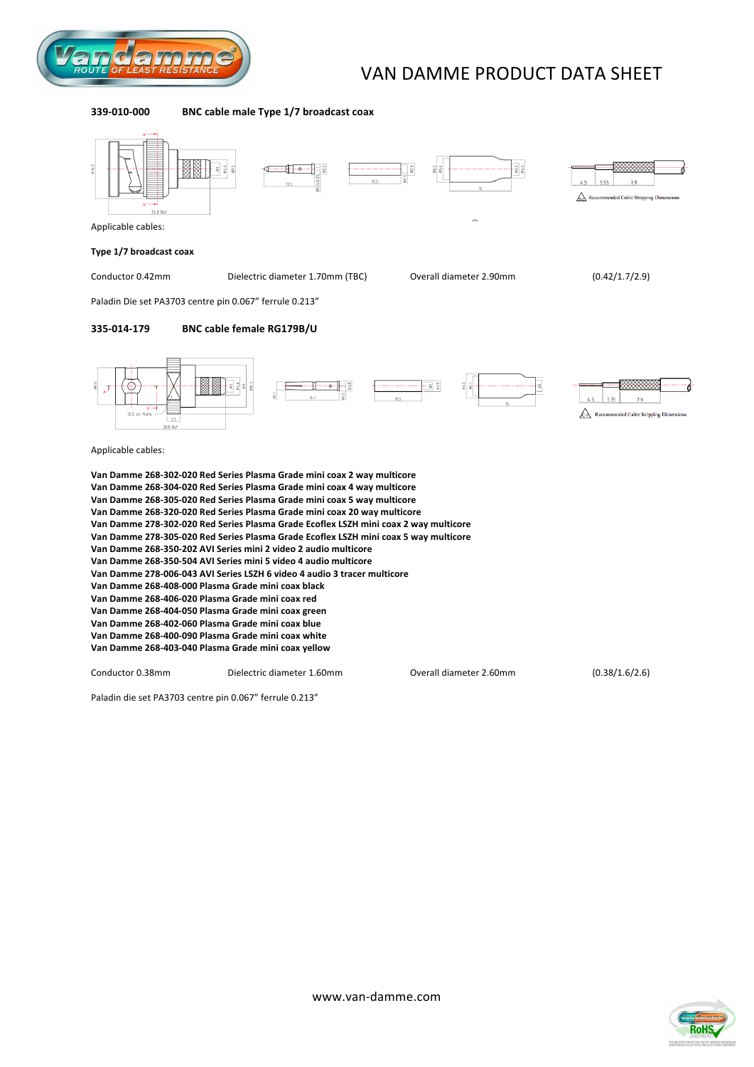# VAN DAMME PRODUCT DATA SHEET

**339-010-000 BNC cable male Type 1/7 broadcast coax**

Applicable cables:

**Type 1/7 broadcast coax**

Conductor 0.42mm Dielectric diameter 1.70mm (TBC) Overall diameter 2.90mm (0.42/1.7/2.9)

Paladin Die set PA3703 centre pin 0.067" ferrule 0.213"

**335-014-179 BNC cable female RG179B/U**

Applicable cables:

**Van Damme 268-302-020 Red Series Plasma Grade mini coax 2 way multicore**
**Van Damme 268-304-020 Red Series Plasma Grade mini coax 4 way multicore**
**Van Damme 268-305-020 Red Series Plasma Grade mini coax 5 way multicore**
**Van Damme 268-320-020 Red Series Plasma Grade mini coax 20 way multicore**
**Van Damme 278-302-020 Red Series Plasma Grade Ecoflex LSZH mini coax 2 way multicore**
**Van Damme 278-305-020 Red Series Plasma Grade Ecoflex LSZH mini coax 5 way multicore**
**Van Damme 268-350-202 AVI Series mini 2 video 2 audio multicore**
**Van Damme 268-350-504 AVI Series mini 5 video 4 audio multicore**
**Van Damme 278-006-043 AVI Series LSZH 6 video 4 audio 3 tracer multicore**
**Van Damme 268-408-000 Plasma Grade mini coax black**
**Van Damme 268-406-020 Plasma Grade mini coax red**
**Van Damme 268-404-050 Plasma Grade mini coax green**
**Van Damme 268-402-060 Plasma Grade mini coax blue**
**Van Damme 268-400-090 Plasma Grade mini coax white**
**Van Damme 268-403-040 Plasma Grade mini coax yellow**

Conductor 0.38mm Dielectric diameter 1.60mm Overall diameter 2.60mm (0.38/1.6/2.6)

Paladin die set PA3703 centre pin 0.067" ferrule 0.213"

www.van-damme.com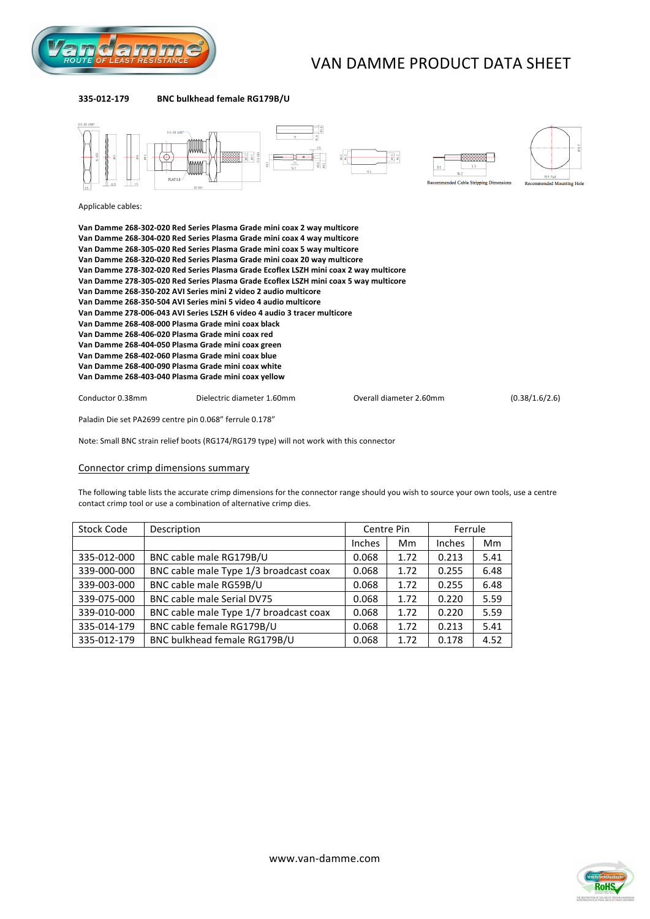# VAN DAMME PRODUCT DATA SHEET

**335-012-179 BNC bulkhead female RG179B/U**

Recommended Cable Stripping Dimensions

Recommended Mounting Hole

Applicable cables:

**Van Damme 268-302-020 Red Series Plasma Grade mini coax 2 way multicore**
**Van Damme 268-304-020 Red Series Plasma Grade mini coax 4 way multicore**
**Van Damme 268-305-020 Red Series Plasma Grade mini coax 5 way multicore**
**Van Damme 268-320-020 Red Series Plasma Grade mini coax 20 way multicore**
**Van Damme 278-302-020 Red Series Plasma Grade Ecoflex LSZH mini coax 2 way multicore**
**Van Damme 278-305-020 Red Series Plasma Grade Ecoflex LSZH mini coax 5 way multicore**
**Van Damme 268-350-202 AVI Series mini 2 video 2 audio multicore**
**Van Damme 268-350-504 AVI Series mini 5 video 4 audio multicore**
**Van Damme 278-006-043 AVI Series LSZH 6 video 4 audio 3 tracer multicore**
**Van Damme 268-408-000 Plasma Grade mini coax black**
**Van Damme 268-406-020 Plasma Grade mini coax red**
**Van Damme 268-404-050 Plasma Grade mini coax green**
**Van Damme 268-402-060 Plasma Grade mini coax blue**
**Van Damme 268-400-090 Plasma Grade mini coax white**
**Van Damme 268-403-040 Plasma Grade mini coax yellow**

Conductor 0.38mm Dielectric diameter 1.60mm Overall diameter 2.60mm (0.38/1.6/2.6)

Paladin Die set PA2699 centre pin 0.068" ferrule 0.178"

Note: Small BNC strain relief boots (RG174/RG179 type) will not work with this connector

## Connector crimp dimensions summary

The following table lists the accurate crimp dimensions for the connector range should you wish to source your own tools, use a centre contact crimp tool or use a combination of alternative crimp dies.

| Stock Code | Description | Centre Pin | | Ferrule | |
|---|---|---|---|---|---|
| | | Inches | Mm | Inches | Mm |
| 335-012-000 | BNC cable male RG179B/U | 0.068 | 1.72 | 0.213 | 5.41 |
| 339-000-000 | BNC cable male Type 1/3 broadcast coax | 0.068 | 1.72 | 0.255 | 6.48 |
| 339-003-000 | BNC cable male RG59B/U | 0.068 | 1.72 | 0.255 | 6.48 |
| 339-075-000 | BNC cable male Serial DV75 | 0.068 | 1.72 | 0.220 | 5.59 |
| 339-010-000 | BNC cable male Type 1/7 broadcast coax | 0.068 | 1.72 | 0.220 | 5.59 |
| 335-014-179 | BNC cable female RG179B/U | 0.068 | 1.72 | 0.213 | 5.41 |
| 335-012-179 | BNC bulkhead female RG179B/U | 0.068 | 1.72 | 0.178 | 4.52 |

www.van-damme.com